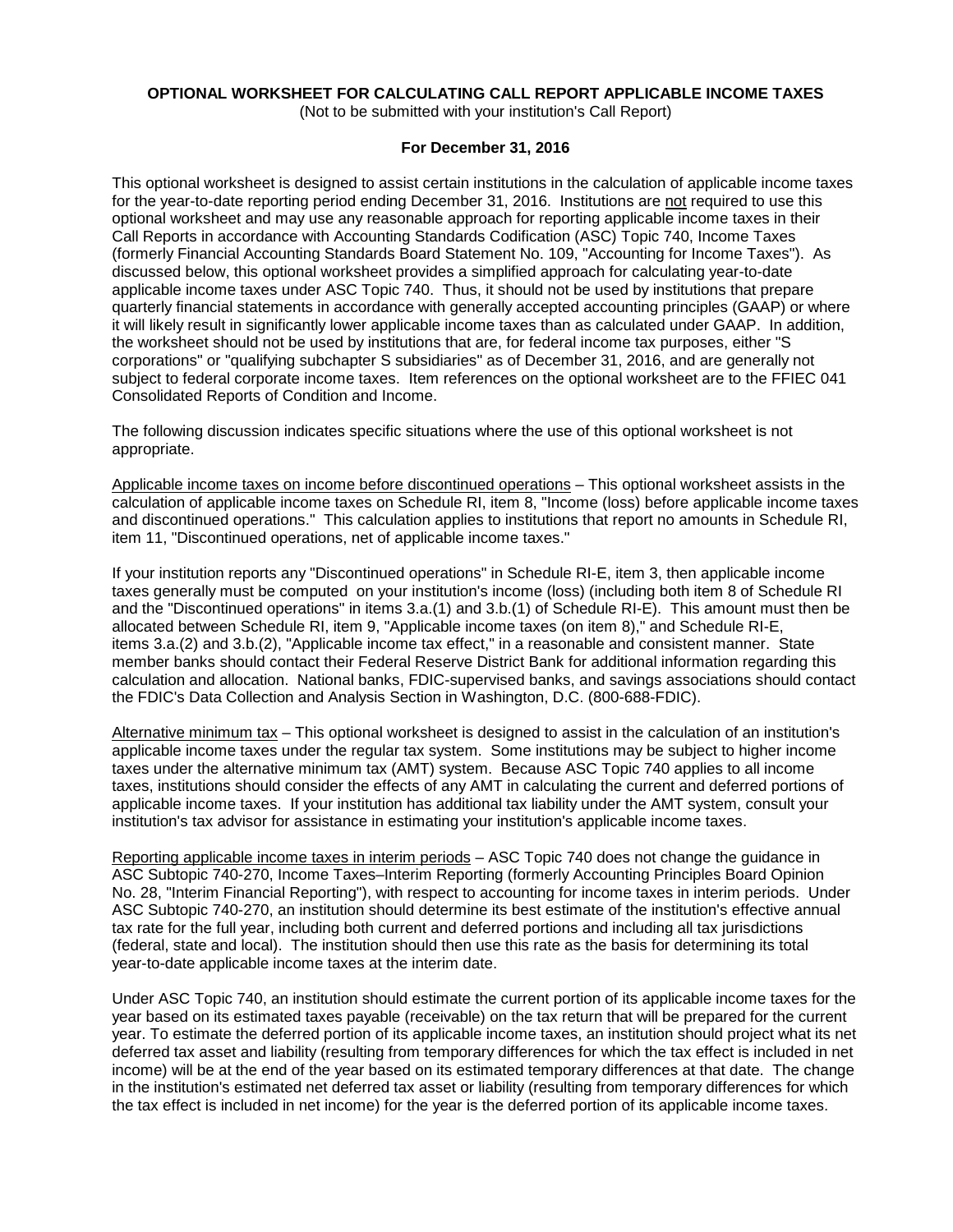**OPTIONAL WORKSHEET FOR CALCULATING CALL REPORT APPLICABLE INCOME TAXES**

(Not to be submitted with your institution's Call Report)

**For December 31, 2016**

This optional worksheet is designed to assist certain institutions in the calculation of applicable income taxes for the year-to-date reporting period ending December 31, 2016. Institutions are not required to use this optional worksheet and may use any reasonable approach for reporting applicable income taxes in their Call Reports in accordance with Accounting Standards Codification (ASC) Topic 740, Income Taxes (formerly Financial Accounting Standards Board Statement No. 109, "Accounting for Income Taxes"). As discussed below, this optional worksheet provides a simplified approach for calculating year-to-date applicable income taxes under ASC Topic 740. Thus, it should not be used by institutions that prepare quarterly financial statements in accordance with generally accepted accounting principles (GAAP) or where it will likely result in significantly lower applicable income taxes than as calculated under GAAP. In addition, the worksheet should not be used by institutions that are, for federal income tax purposes, either "S corporations" or "qualifying subchapter S subsidiaries" as of December 31, 2016, and are generally not subject to federal corporate income taxes. Item references on the optional worksheet are to the FFIEC 041 Consolidated Reports of Condition and Income.

The following discussion indicates specific situations where the use of this optional worksheet is not appropriate.

Applicable income taxes on income before discontinued operations – This optional worksheet assists in the calculation of applicable income taxes on Schedule RI, item 8, "Income (loss) before applicable income taxes and discontinued operations." This calculation applies to institutions that report no amounts in Schedule RI, item 11, "Discontinued operations, net of applicable income taxes."

If your institution reports any "Discontinued operations" in Schedule RI-E, item 3, then applicable income taxes generally must be computed on your institution's income (loss) (including both item 8 of Schedule RI and the "Discontinued operations" in items 3.a.(1) and 3.b.(1) of Schedule RI-E). This amount must then be allocated between Schedule RI, item 9, "Applicable income taxes (on item 8)," and Schedule RI-E, items 3.a.(2) and 3.b.(2), "Applicable income tax effect," in a reasonable and consistent manner. State member banks should contact their Federal Reserve District Bank for additional information regarding this calculation and allocation. National banks, FDIC-supervised banks, and savings associations should contact the FDIC's Data Collection and Analysis Section in Washington, D.C. (800-688-FDIC).

Alternative minimum tax – This optional worksheet is designed to assist in the calculation of an institution's applicable income taxes under the regular tax system. Some institutions may be subject to higher income taxes under the alternative minimum tax (AMT) system. Because ASC Topic 740 applies to all income taxes, institutions should consider the effects of any AMT in calculating the current and deferred portions of applicable income taxes. If your institution has additional tax liability under the AMT system, consult your institution's tax advisor for assistance in estimating your institution's applicable income taxes.

Reporting applicable income taxes in interim periods – ASC Topic 740 does not change the guidance in ASC Subtopic 740-270, Income Taxes–Interim Reporting (formerly Accounting Principles Board Opinion No. 28, "Interim Financial Reporting"), with respect to accounting for income taxes in interim periods. Under ASC Subtopic 740-270, an institution should determine its best estimate of the institution's effective annual tax rate for the full year, including both current and deferred portions and including all tax jurisdictions (federal, state and local). The institution should then use this rate as the basis for determining its total year-to-date applicable income taxes at the interim date.

Under ASC Topic 740, an institution should estimate the current portion of its applicable income taxes for the year based on its estimated taxes payable (receivable) on the tax return that will be prepared for the current year. To estimate the deferred portion of its applicable income taxes, an institution should project what its net deferred tax asset and liability (resulting from temporary differences for which the tax effect is included in net income) will be at the end of the year based on its estimated temporary differences at that date. The change in the institution's estimated net deferred tax asset or liability (resulting from temporary differences for which the tax effect is included in net income) for the year is the deferred portion of its applicable income taxes.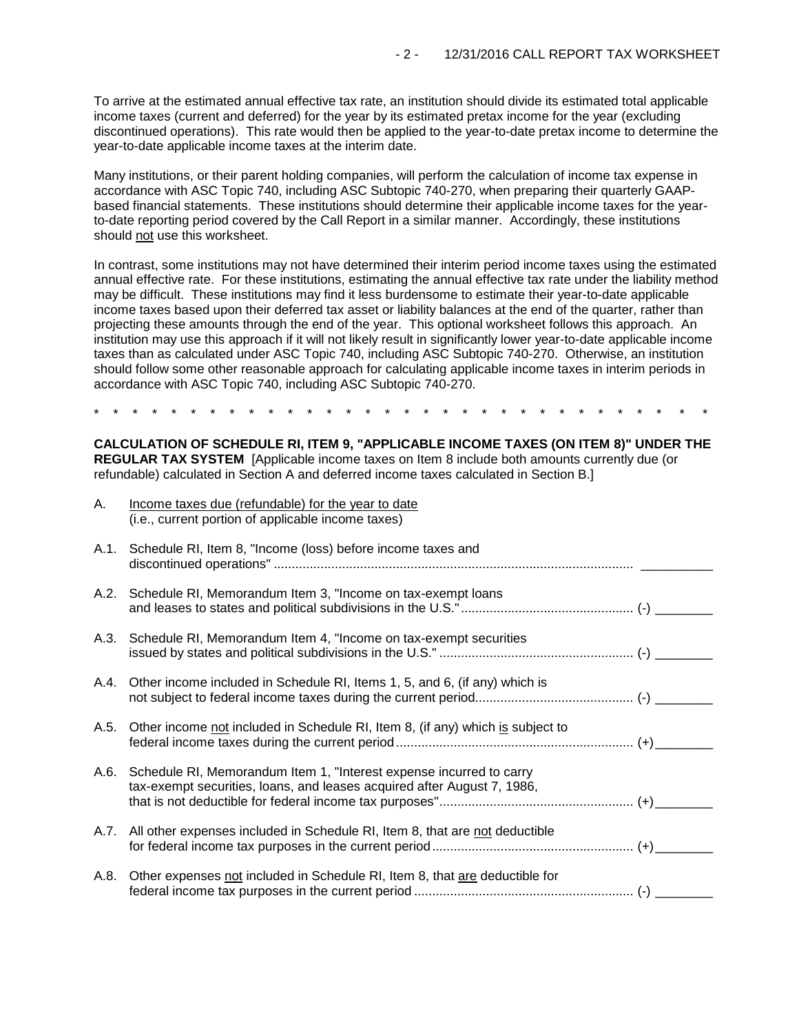To arrive at the estimated annual effective tax rate, an institution should divide its estimated total applicable income taxes (current and deferred) for the year by its estimated pretax income for the year (excluding discontinued operations). This rate would then be applied to the year-to-date pretax income to determine the year-to-date applicable income taxes at the interim date.

Many institutions, or their parent holding companies, will perform the calculation of income tax expense in accordance with ASC Topic 740, including ASC Subtopic 740-270, when preparing their quarterly GAAP-based financial statements. These institutions should determine their applicable income taxes for the year-to-date reporting period covered by the Call Report in a similar manner. Accordingly, these institutions should not use this worksheet.

In contrast, some institutions may not have determined their interim period income taxes using the estimated annual effective rate. For these institutions, estimating the annual effective tax rate under the liability method may be difficult. These institutions may find it less burdensome to estimate their year-to-date applicable income taxes based upon their deferred tax asset or liability balances at the end of the quarter, rather than projecting these amounts through the end of the year. This optional worksheet follows this approach. An institution may use this approach if it will not likely result in significantly lower year-to-date applicable income taxes than as calculated under ASC Topic 740, including ASC Subtopic 740-270. Otherwise, an institution should follow some other reasonable approach for calculating applicable income taxes in interim periods in accordance with ASC Topic 740, including ASC Subtopic 740-270.

\* \* \* \* \* \* \* \* \* \* \* \* \* \* \* \* \* \* \* \* \* \* \* \* \* \* \* \* \* \* \* \* \* \* \*

**CALCULATION OF SCHEDULE RI, ITEM 9, "APPLICABLE INCOME TAXES (ON ITEM 8)" UNDER THE REGULAR TAX SYSTEM** [Applicable income taxes on Item 8 include both amounts currently due (or refundable) calculated in Section A and deferred income taxes calculated in Section B.]

A. Income taxes due (refundable) for the year to date
(i.e., current portion of applicable income taxes)

A.1. Schedule RI, Item 8, "Income (loss) before income taxes and discontinued operations" .................................................................................................... __________

A.2. Schedule RI, Memorandum Item 3, "Income on tax-exempt loans and leases to states and political subdivisions in the U.S." ................................................ (-) ________

A.3. Schedule RI, Memorandum Item 4, "Income on tax-exempt securities issued by states and political subdivisions in the U.S." ...................................................... (-) ________

A.4. Other income included in Schedule RI, Items 1, 5, and 6, (if any) which is not subject to federal income taxes during the current period............................................ (-) ________

A.5. Other income not included in Schedule RI, Item 8, (if any) which is subject to federal income taxes during the current period .................................................................. (+) ________

A.6. Schedule RI, Memorandum Item 1, "Interest expense incurred to carry tax-exempt securities, loans, and leases acquired after August 7, 1986, that is not deductible for federal income tax purposes" ...................................................... (+) ________

A.7. All other expenses included in Schedule RI, Item 8, that are not deductible for federal income tax purposes in the current period ........................................................ (+) ________

A.8. Other expenses not included in Schedule RI, Item 8, that are deductible for federal income tax purposes in the current period ............................................................. (-) ________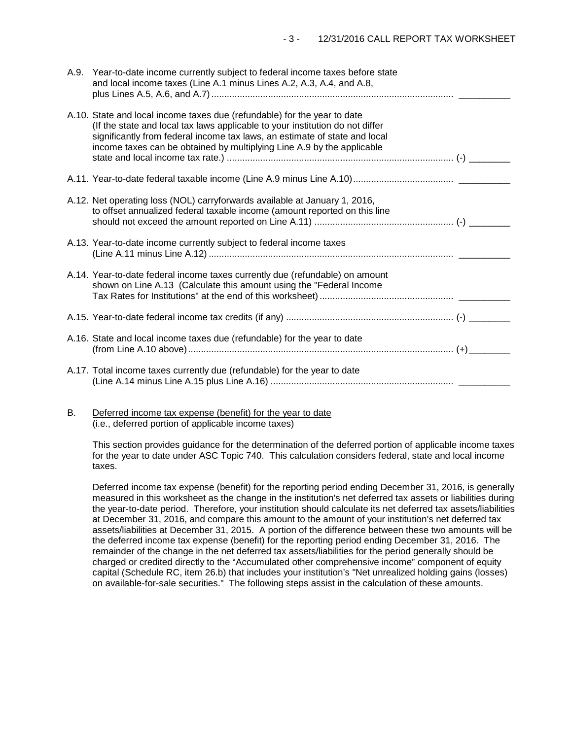A.9. Year-to-date income currently subject to federal income taxes before state and local income taxes (Line A.1 minus Lines A.2, A.3, A.4, and A.8, plus Lines A.5, A.6, and A.7) .............................................................................................. __________

A.10. State and local income taxes due (refundable) for the year to date (If the state and local tax laws applicable to your institution do not differ significantly from federal income tax laws, an estimate of state and local income taxes can be obtained by multiplying Line A.9 by the applicable state and local income tax rate.) ....................................................................................... (-) ________

A.11. Year-to-date federal taxable income (Line A.9 minus Line A.10) ....................................... __________

A.12. Net operating loss (NOL) carryforwards available at January 1, 2016, to offset annualized federal taxable income (amount reported on this line should not exceed the amount reported on Line A.11) ...................................................... (-) ________

A.13. Year-to-date income currently subject to federal income taxes (Line A.11 minus Line A.12) ............................................................................................... __________

A.14. Year-to-date federal income taxes currently due (refundable) on amount shown on Line A.13 (Calculate this amount using the "Federal Income Tax Rates for Institutions" at the end of this worksheet) ................................................... __________

A.15. Year-to-date federal income tax credits (if any) ................................................................. (-) ________

A.16. State and local income taxes due (refundable) for the year to date (from Line A.10 above) ....................................................................................................... (+) ________

A.17. Total income taxes currently due (refundable) for the year to date (Line A.14 minus Line A.15 plus Line A.16) ....................................................................... __________

B. Deferred income tax expense (benefit) for the year to date (i.e., deferred portion of applicable income taxes)

This section provides guidance for the determination of the deferred portion of applicable income taxes for the year to date under ASC Topic 740. This calculation considers federal, state and local income taxes.

Deferred income tax expense (benefit) for the reporting period ending December 31, 2016, is generally measured in this worksheet as the change in the institution's net deferred tax assets or liabilities during the year-to-date period. Therefore, your institution should calculate its net deferred tax assets/liabilities at December 31, 2016, and compare this amount to the amount of your institution's net deferred tax assets/liabilities at December 31, 2015. A portion of the difference between these two amounts will be the deferred income tax expense (benefit) for the reporting period ending December 31, 2016. The remainder of the change in the net deferred tax assets/liabilities for the period generally should be charged or credited directly to the "Accumulated other comprehensive income" component of equity capital (Schedule RC, item 26.b) that includes your institution's "Net unrealized holding gains (losses) on available-for-sale securities." The following steps assist in the calculation of these amounts.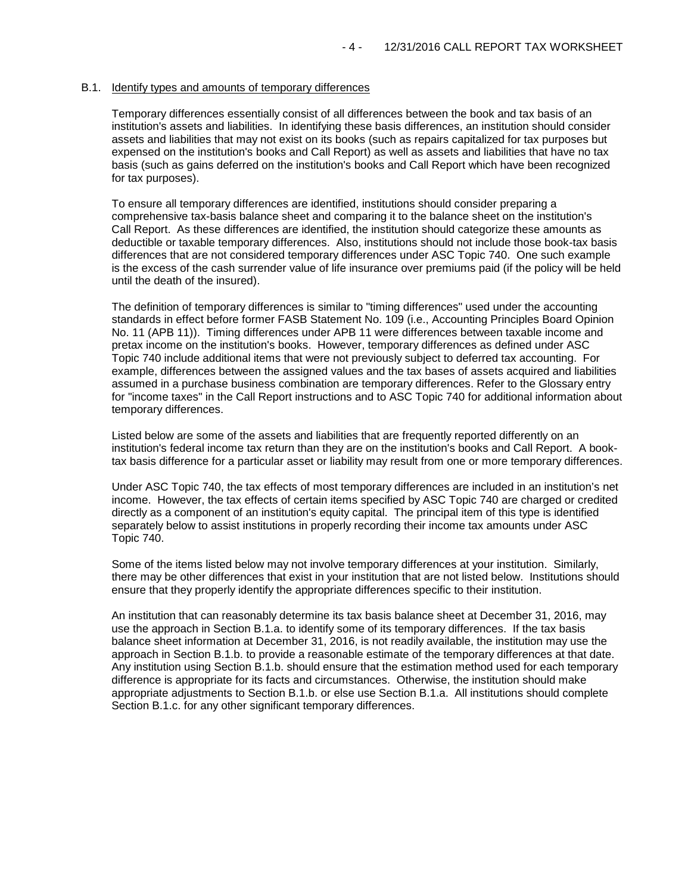## B.1. Identify types and amounts of temporary differences

Temporary differences essentially consist of all differences between the book and tax basis of an institution's assets and liabilities. In identifying these basis differences, an institution should consider assets and liabilities that may not exist on its books (such as repairs capitalized for tax purposes but expensed on the institution's books and Call Report) as well as assets and liabilities that have no tax basis (such as gains deferred on the institution's books and Call Report which have been recognized for tax purposes).

To ensure all temporary differences are identified, institutions should consider preparing a comprehensive tax-basis balance sheet and comparing it to the balance sheet on the institution's Call Report. As these differences are identified, the institution should categorize these amounts as deductible or taxable temporary differences. Also, institutions should not include those book-tax basis differences that are not considered temporary differences under ASC Topic 740. One such example is the excess of the cash surrender value of life insurance over premiums paid (if the policy will be held until the death of the insured).

The definition of temporary differences is similar to "timing differences" used under the accounting standards in effect before former FASB Statement No. 109 (i.e., Accounting Principles Board Opinion No. 11 (APB 11)). Timing differences under APB 11 were differences between taxable income and pretax income on the institution's books. However, temporary differences as defined under ASC Topic 740 include additional items that were not previously subject to deferred tax accounting. For example, differences between the assigned values and the tax bases of assets acquired and liabilities assumed in a purchase business combination are temporary differences. Refer to the Glossary entry for "income taxes" in the Call Report instructions and to ASC Topic 740 for additional information about temporary differences.

Listed below are some of the assets and liabilities that are frequently reported differently on an institution's federal income tax return than they are on the institution's books and Call Report. A book-tax basis difference for a particular asset or liability may result from one or more temporary differences.

Under ASC Topic 740, the tax effects of most temporary differences are included in an institution's net income. However, the tax effects of certain items specified by ASC Topic 740 are charged or credited directly as a component of an institution's equity capital. The principal item of this type is identified separately below to assist institutions in properly recording their income tax amounts under ASC Topic 740.

Some of the items listed below may not involve temporary differences at your institution. Similarly, there may be other differences that exist in your institution that are not listed below. Institutions should ensure that they properly identify the appropriate differences specific to their institution.

An institution that can reasonably determine its tax basis balance sheet at December 31, 2016, may use the approach in Section B.1.a. to identify some of its temporary differences. If the tax basis balance sheet information at December 31, 2016, is not readily available, the institution may use the approach in Section B.1.b. to provide a reasonable estimate of the temporary differences at that date. Any institution using Section B.1.b. should ensure that the estimation method used for each temporary difference is appropriate for its facts and circumstances. Otherwise, the institution should make appropriate adjustments to Section B.1.b. or else use Section B.1.a. All institutions should complete Section B.1.c. for any other significant temporary differences.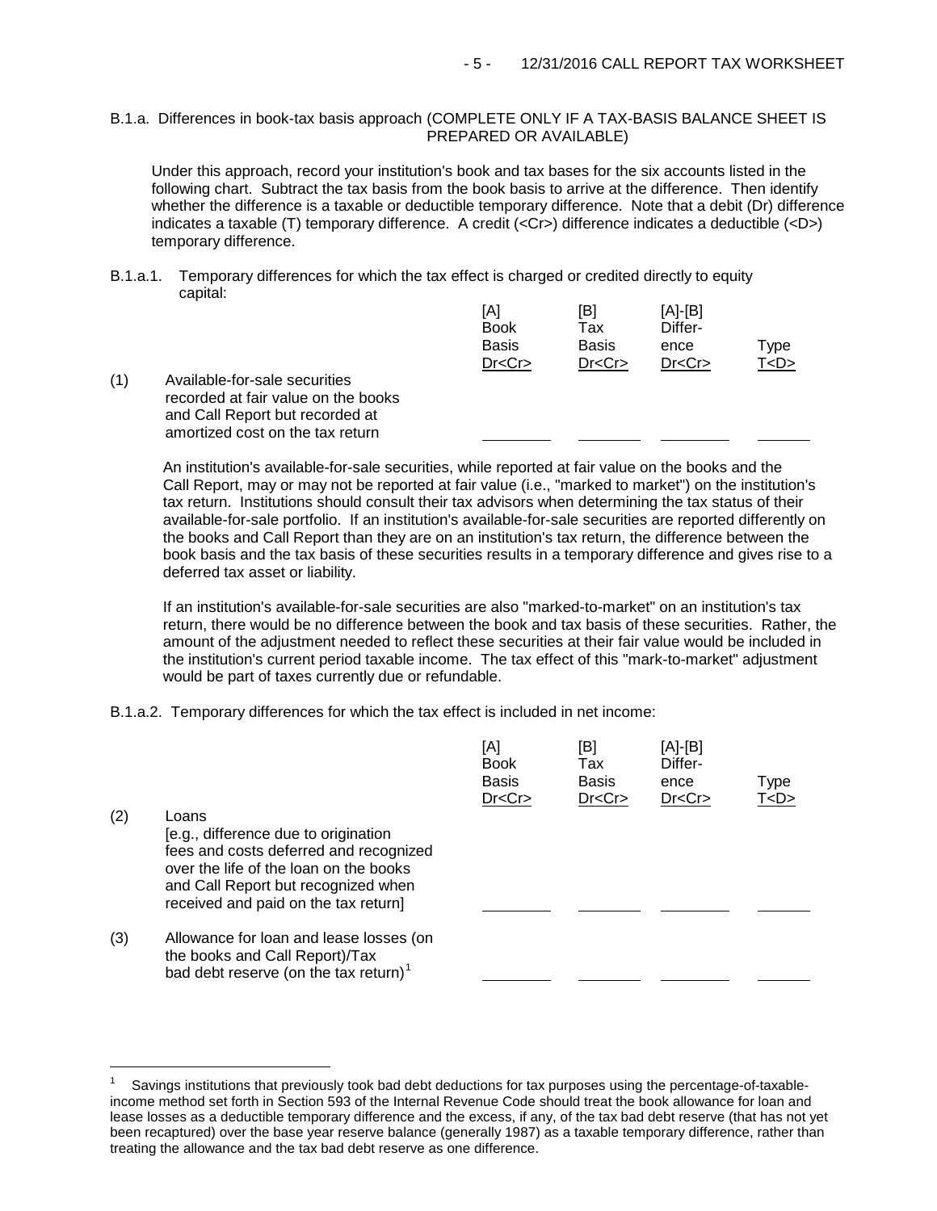B.1.a. Differences in book-tax basis approach (COMPLETE ONLY IF A TAX-BASIS BALANCE SHEET IS PREPARED OR AVAILABLE)

Under this approach, record your institution's book and tax bases for the six accounts listed in the following chart. Subtract the tax basis from the book basis to arrive at the difference. Then identify whether the difference is a taxable or deductible temporary difference. Note that a debit (Dr) difference indicates a taxable (T) temporary difference. A credit (<Cr>) difference indicates a deductible (<D>) temporary difference.

B.1.a.1. Temporary differences for which the tax effect is charged or credited directly to equity capital:

| | | [A] Book Basis Dr<Cr> | [B] Tax Basis Dr<Cr> | [A]-[B] Difference Dr<Cr> | Type T<D> |
|---|---|---|---|---|---|
| (1) | Available-for-sale securities recorded at fair value on the books and Call Report but recorded at amortized cost on the tax return | ________ | ________ | ________ | ______ |

An institution's available-for-sale securities, while reported at fair value on the books and the Call Report, may or may not be reported at fair value (i.e., "marked to market") on the institution's tax return. Institutions should consult their tax advisors when determining the tax status of their available-for-sale portfolio. If an institution's available-for-sale securities are reported differently on the books and Call Report than they are on an institution's tax return, the difference between the book basis and the tax basis of these securities results in a temporary difference and gives rise to a deferred tax asset or liability.

If an institution's available-for-sale securities are also "marked-to-market" on an institution's tax return, there would be no difference between the book and tax basis of these securities. Rather, the amount of the adjustment needed to reflect these securities at their fair value would be included in the institution's current period taxable income. The tax effect of this "mark-to-market" adjustment would be part of taxes currently due or refundable.

B.1.a.2. Temporary differences for which the tax effect is included in net income:

| | | [A] Book Basis Dr<Cr> | [B] Tax Basis Dr<Cr> | [A]-[B] Difference Dr<Cr> | Type T<D> |
|---|---|---|---|---|---|
| (2) | Loans [e.g., difference due to origination fees and costs deferred and recognized over the life of the loan on the books and Call Report but recognized when received and paid on the tax return] | ________ | ________ | ________ | ______ |
| (3) | Allowance for loan and lease losses (on the books and Call Report)/Tax bad debt reserve (on the tax return)[1] | ________ | ________ | ________ | ______ |

[1] Savings institutions that previously took bad debt deductions for tax purposes using the percentage-of-taxable-income method set forth in Section 593 of the Internal Revenue Code should treat the book allowance for loan and lease losses as a deductible temporary difference and the excess, if any, of the tax bad debt reserve (that has not yet been recaptured) over the base year reserve balance (generally 1987) as a taxable temporary difference, rather than treating the allowance and the tax bad debt reserve as one difference.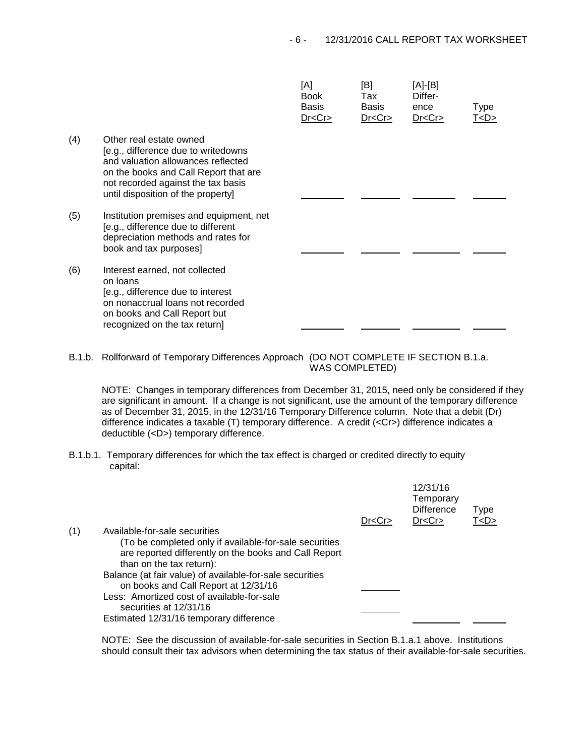| | | [A] Book Basis Dr<Cr> | [B] Tax Basis Dr<Cr> | [A]-[B] Difference Dr<Cr> | Type T<D> |
|---|---|---|---|---|---|
| (4) | Other real estate owned [e.g., difference due to writedowns and valuation allowances reflected on the books and Call Report that are not recorded against the tax basis until disposition of the property] | | | | |
| (5) | Institution premises and equipment, net [e.g., difference due to different depreciation methods and rates for book and tax purposes] | | | | |
| (6) | Interest earned, not collected on loans [e.g., difference due to interest on nonaccrual loans not recorded on books and Call Report but recognized on the tax return] | | | | |

B.1.b. Rollforward of Temporary Differences Approach (DO NOT COMPLETE IF SECTION B.1.a. WAS COMPLETED)

NOTE: Changes in temporary differences from December 31, 2015, need only be considered if they are significant in amount. If a change is not significant, use the amount of the temporary difference as of December 31, 2015, in the 12/31/16 Temporary Difference column. Note that a debit (Dr) difference indicates a taxable (T) temporary difference. A credit (<Cr>) difference indicates a deductible (<D>) temporary difference.

B.1.b.1. Temporary differences for which the tax effect is charged or credited directly to equity capital:

| | | Dr<Cr> | 12/31/16 Temporary Difference Dr<Cr> | Type T<D> |
|---|---|---|---|---|
| (1) | Available-for-sale securities (To be completed only if available-for-sale securities are reported differently on the books and Call Report than on the tax return): | | | |
| | Balance (at fair value) of available-for-sale securities on books and Call Report at 12/31/16 | | | |
| | Less: Amortized cost of available-for-sale securities at 12/31/16 | | | |
| | Estimated 12/31/16 temporary difference | | | |

NOTE: See the discussion of available-for-sale securities in Section B.1.a.1 above. Institutions should consult their tax advisors when determining the tax status of their available-for-sale securities.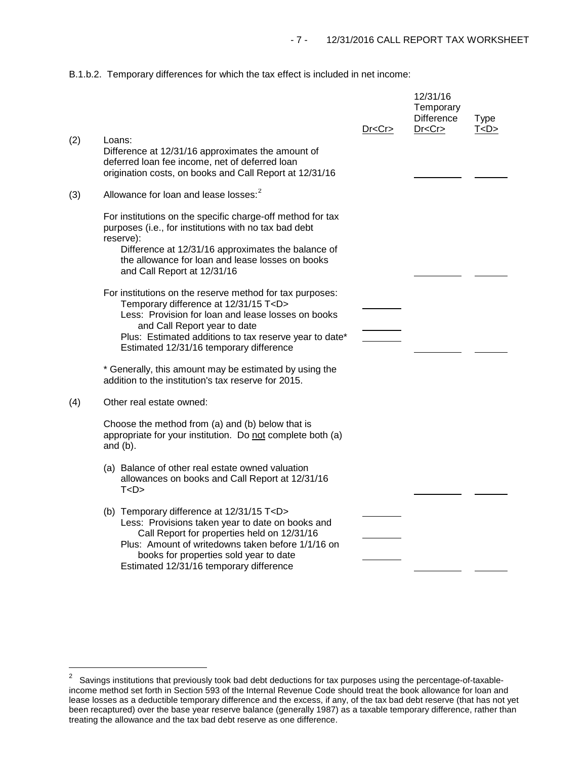B.1.b.2. Temporary differences for which the tax effect is included in net income:

| | | Dr<Cr> | 12/31/16 Temporary Difference Dr<Cr> | Type T<D> |
|---|---|---|---|---|
| (2) | Loans:<br>Difference at 12/31/16 approximates the amount of deferred loan fee income, net of deferred loan origination costs, on books and Call Report at 12/31/16 | | ________ | ______ |
| (3) | Allowance for loan and lease losses:[2] | | | |
| | For institutions on the specific charge-off method for tax purposes (i.e., for institutions with no tax bad debt reserve):<br>Difference at 12/31/16 approximates the balance of the allowance for loan and lease losses on books and Call Report at 12/31/16 | | ________ | ______ |
| | For institutions on the reserve method for tax purposes:<br>Temporary difference at 12/31/15 T<D> | ______ | | |
| | Less: Provision for loan and lease losses on books and Call Report year to date | ______ | | |
| | Plus: Estimated additions to tax reserve year to date* | ______ | | |
| | Estimated 12/31/16 temporary difference | | ________ | ______ |
| | * Generally, this amount may be estimated by using the addition to the institution's tax reserve for 2015. | | | |
| (4) | Other real estate owned: | | | |
| | Choose the method from (a) and (b) below that is appropriate for your institution. Do not complete both (a) and (b). | | | |
| | (a) Balance of other real estate owned valuation allowances on books and Call Report at 12/31/16 T<D> | | ________ | ______ |
| | (b) Temporary difference at 12/31/15 T<D> | ______ | | |
| | Less: Provisions taken year to date on books and Call Report for properties held on 12/31/16 | ______ | | |
| | Plus: Amount of writedowns taken before 1/1/16 on books for properties sold year to date | ______ | | |
| | Estimated 12/31/16 temporary difference | | ________ | ______ |

[2] Savings institutions that previously took bad debt deductions for tax purposes using the percentage-of-taxable-income method set forth in Section 593 of the Internal Revenue Code should treat the book allowance for loan and lease losses as a deductible temporary difference and the excess, if any, of the tax bad debt reserve (that has not yet been recaptured) over the base year reserve balance (generally 1987) as a taxable temporary difference, rather than treating the allowance and the tax bad debt reserve as one difference.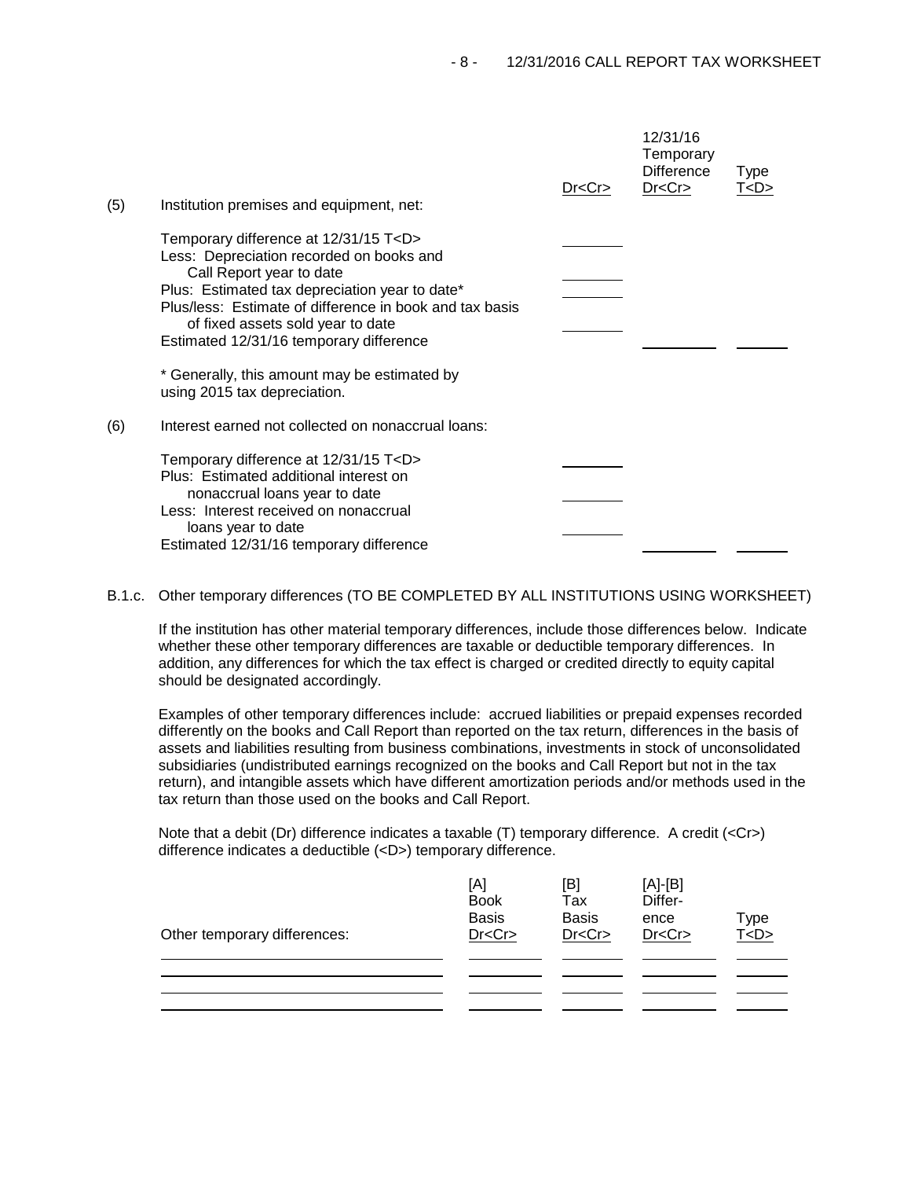| | | Dr<Cr> | 12/31/16 Temporary Difference Dr<Cr> | Type T<D> |
|---|---|---|---|---|
| (5) | Institution premises and equipment, net: | | | |
| | Temporary difference at 12/31/15 T<D> | ________ | | |
| | Less: Depreciation recorded on books and Call Report year to date | ________ | | |
| | Plus: Estimated tax depreciation year to date* | ________ | | |
| | Plus/less: Estimate of difference in book and tax basis of fixed assets sold year to date | ________ | | |
| | Estimated 12/31/16 temporary difference | | ________ | ________ |
| | * Generally, this amount may be estimated by using 2015 tax depreciation. | | | |
| (6) | Interest earned not collected on nonaccrual loans: | | | |
| | Temporary difference at 12/31/15 T<D> | ________ | | |
| | Plus: Estimated additional interest on nonaccrual loans year to date | ________ | | |
| | Less: Interest received on nonaccrual loans year to date | ________ | | |
| | Estimated 12/31/16 temporary difference | | ________ | ________ |

B.1.c. Other temporary differences (TO BE COMPLETED BY ALL INSTITUTIONS USING WORKSHEET)

If the institution has other material temporary differences, include those differences below. Indicate whether these other temporary differences are taxable or deductible temporary differences. In addition, any differences for which the tax effect is charged or credited directly to equity capital should be designated accordingly.

Examples of other temporary differences include: accrued liabilities or prepaid expenses recorded differently on the books and Call Report than reported on the tax return, differences in the basis of assets and liabilities resulting from business combinations, investments in stock of unconsolidated subsidiaries (undistributed earnings recognized on the books and Call Report but not in the tax return), and intangible assets which have different amortization periods and/or methods used in the tax return than those used on the books and Call Report.

Note that a debit (Dr) difference indicates a taxable (T) temporary difference. A credit (<Cr>) difference indicates a deductible (<D>) temporary difference.

| Other temporary differences: | [A] Book Basis Dr<Cr> | [B] Tax Basis Dr<Cr> | [A]-[B] Difference Dr<Cr> | Type T<D> |
|---|---|---|---|---|
| | | | | |
| | | | | |
| | | | | |
| | | | | |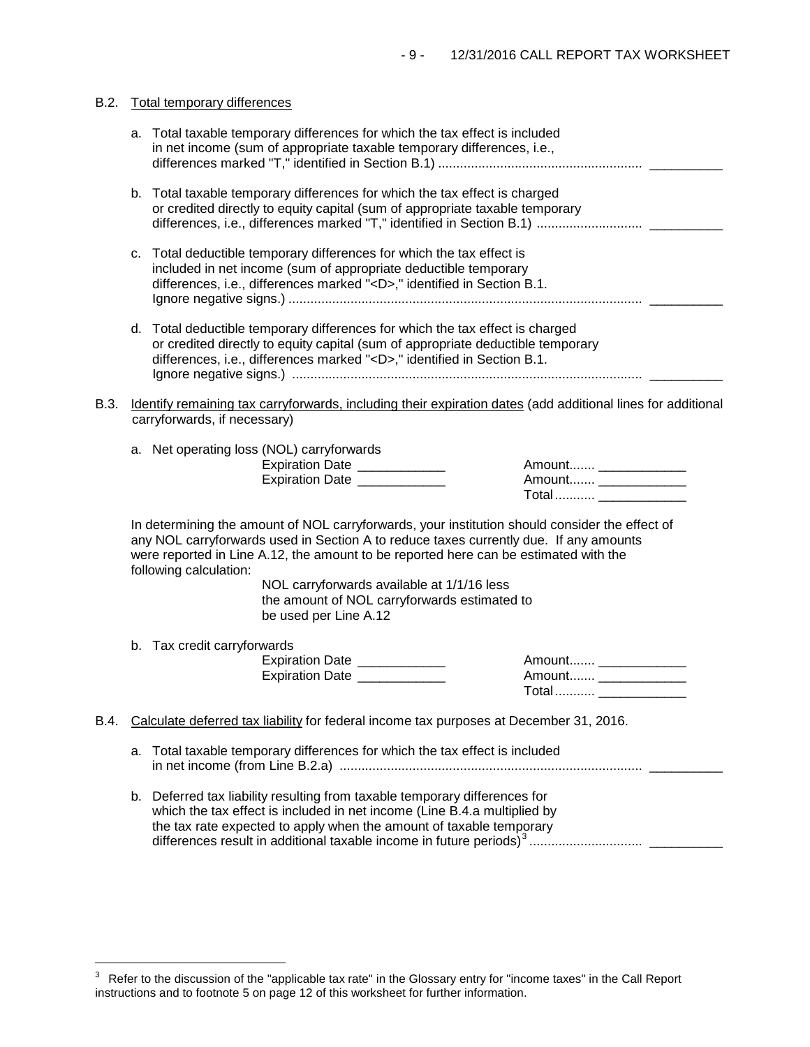B.2. Total temporary differences

a. Total taxable temporary differences for which the tax effect is included in net income (sum of appropriate taxable temporary differences, i.e., differences marked "T," identified in Section B.1) .......................................................... __________

b. Total taxable temporary differences for which the tax effect is charged or credited directly to equity capital (sum of appropriate taxable temporary differences, i.e., differences marked "T," identified in Section B.1) ............................ __________

c. Total deductible temporary differences for which the tax effect is included in net income (sum of appropriate deductible temporary differences, i.e., differences marked "<D>," identified in Section B.1. Ignore negative signs.) ................................................................................................. __________

d. Total deductible temporary differences for which the tax effect is charged or credited directly to equity capital (sum of appropriate deductible temporary differences, i.e., differences marked "<D>," identified in Section B.1. Ignore negative signs.) ................................................................................................ __________

B.3. Identify remaining tax carryforwards, including their expiration dates (add additional lines for additional carryforwards, if necessary)

a. Net operating loss (NOL) carryforwards

Expiration Date ____________ Amount....... ____________
Expiration Date ____________ Amount....... ____________
Total........... ____________

In determining the amount of NOL carryforwards, your institution should consider the effect of any NOL carryforwards used in Section A to reduce taxes currently due. If any amounts were reported in Line A.12, the amount to be reported here can be estimated with the following calculation:

NOL carryforwards available at 1/1/16 less the amount of NOL carryforwards estimated to be used per Line A.12

b. Tax credit carryforwards

Expiration Date ____________ Amount....... ____________
Expiration Date ____________ Amount....... ____________
Total........... ____________

B.4. Calculate deferred tax liability for federal income tax purposes at December 31, 2016.

a. Total taxable temporary differences for which the tax effect is included in net income (from Line B.2.a) ................................................................................... __________

b. Deferred tax liability resulting from taxable temporary differences for which the tax effect is included in net income (Line B.4.a multiplied by the tax rate expected to apply when the amount of taxable temporary differences result in additional taxable income in future periods)[3] .............................. __________

[3] Refer to the discussion of the "applicable tax rate" in the Glossary entry for "income taxes" in the Call Report instructions and to footnote 5 on page 12 of this worksheet for further information.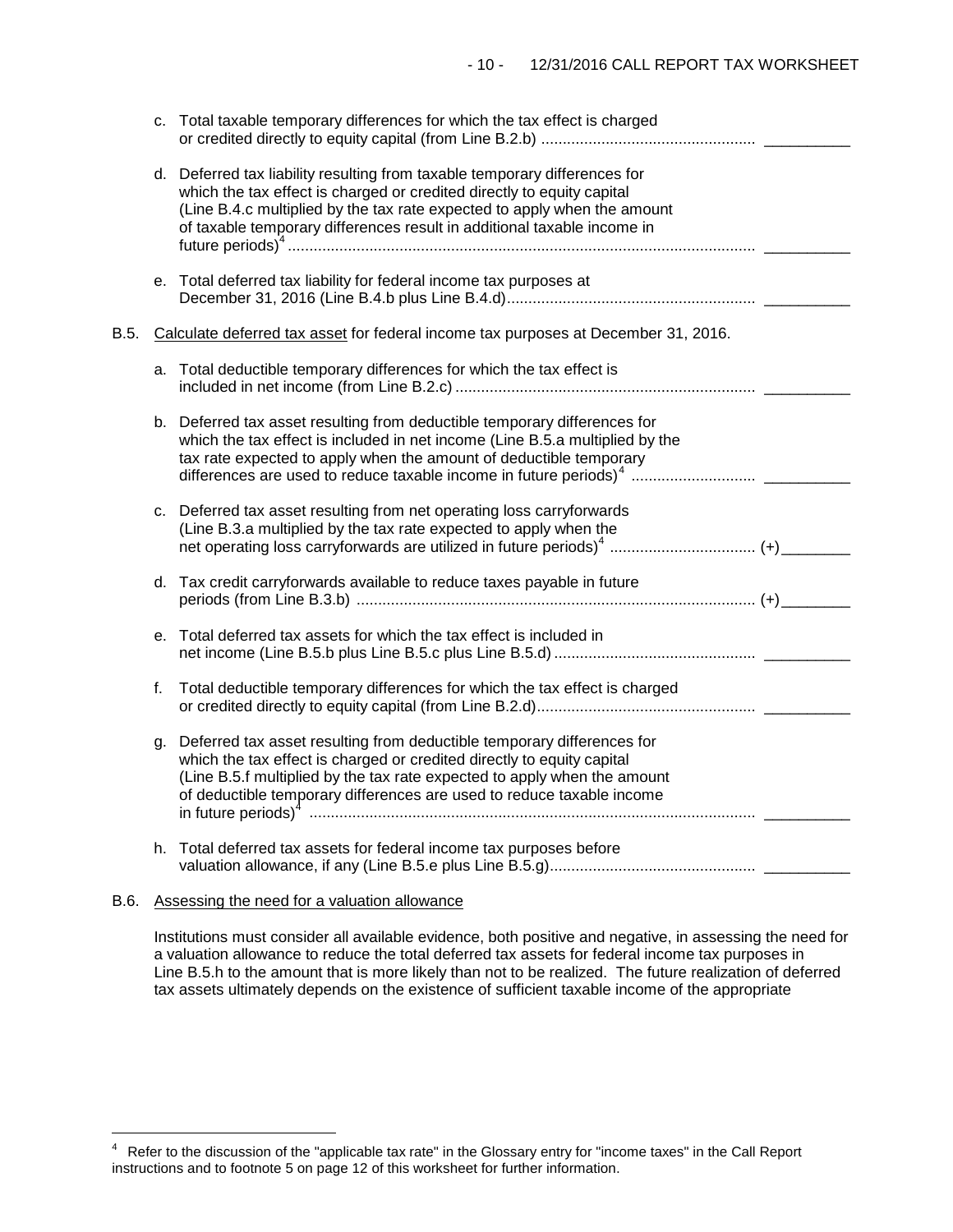c. Total taxable temporary differences for which the tax effect is charged or credited directly to equity capital (from Line B.2.b) .................................................. __________

d. Deferred tax liability resulting from taxable temporary differences for which the tax effect is charged or credited directly to equity capital (Line B.4.c multiplied by the tax rate expected to apply when the amount of taxable temporary differences result in additional taxable income in future periods)[4] ............................................................................................................ __________

e. Total deferred tax liability for federal income tax purposes at December 31, 2016 (Line B.4.b plus Line B.4.d)......................................................... __________

B.5. Calculate deferred tax asset for federal income tax purposes at December 31, 2016.

a. Total deductible temporary differences for which the tax effect is included in net income (from Line B.2.c) ...................................................................... __________

b. Deferred tax asset resulting from deductible temporary differences for which the tax effect is included in net income (Line B.5.a multiplied by the tax rate expected to apply when the amount of deductible temporary differences are used to reduce taxable income in future periods)[4] ............................ __________

c. Deferred tax asset resulting from net operating loss carryforwards (Line B.3.a multiplied by the tax rate expected to apply when the net operating loss carryforwards are utilized in future periods)[4] ................................. (+)________

d. Tax credit carryforwards available to reduce taxes payable in future periods (from Line B.3.b) ............................................................................................ (+)________

e. Total deferred tax assets for which the tax effect is included in net income (Line B.5.b plus Line B.5.c plus Line B.5.d) .............................................. __________

f. Total deductible temporary differences for which the tax effect is charged or credited directly to equity capital (from Line B.2.d).................................................. __________

g. Deferred tax asset resulting from deductible temporary differences for which the tax effect is charged or credited directly to equity capital (Line B.5.f multiplied by the tax rate expected to apply when the amount of deductible temporary differences are used to reduce taxable income in future periods)[4] ........................................................................................................ __________

h. Total deferred tax assets for federal income tax purposes before valuation allowance, if any (Line B.5.e plus Line B.5.g)................................................ __________

B.6. Assessing the need for a valuation allowance

Institutions must consider all available evidence, both positive and negative, in assessing the need for a valuation allowance to reduce the total deferred tax assets for federal income tax purposes in Line B.5.h to the amount that is more likely than not to be realized. The future realization of deferred tax assets ultimately depends on the existence of sufficient taxable income of the appropriate

---

[4] Refer to the discussion of the "applicable tax rate" in the Glossary entry for "income taxes" in the Call Report instructions and to footnote 5 on page 12 of this worksheet for further information.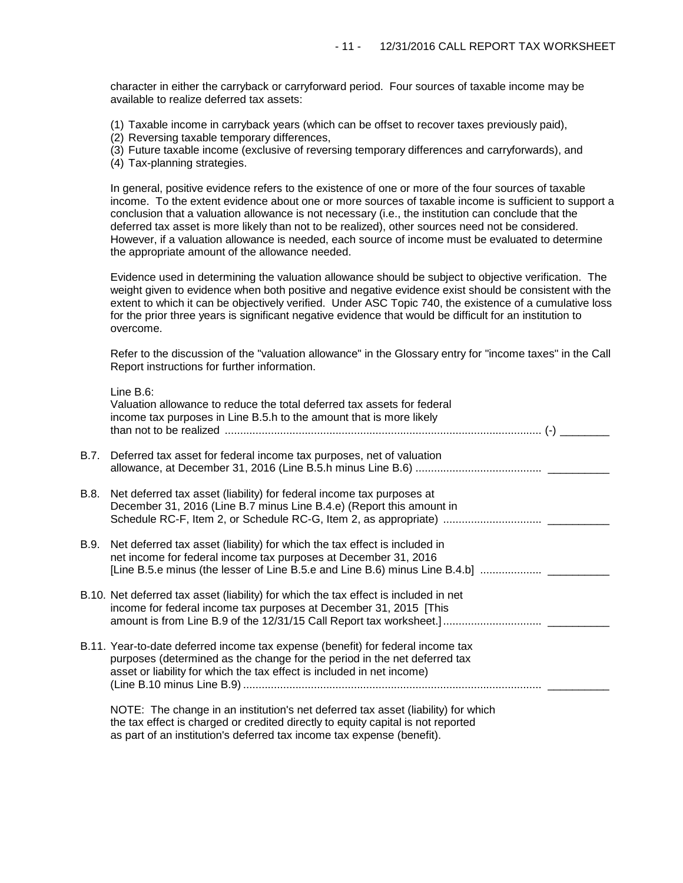character in either the carryback or carryforward period. Four sources of taxable income may be available to realize deferred tax assets:

(1) Taxable income in carryback years (which can be offset to recover taxes previously paid),
(2) Reversing taxable temporary differences,
(3) Future taxable income (exclusive of reversing temporary differences and carryforwards), and
(4) Tax-planning strategies.

In general, positive evidence refers to the existence of one or more of the four sources of taxable income. To the extent evidence about one or more sources of taxable income is sufficient to support a conclusion that a valuation allowance is not necessary (i.e., the institution can conclude that the deferred tax asset is more likely than not to be realized), other sources need not be considered. However, if a valuation allowance is needed, each source of income must be evaluated to determine the appropriate amount of the allowance needed.

Evidence used in determining the valuation allowance should be subject to objective verification. The weight given to evidence when both positive and negative evidence exist should be consistent with the extent to which it can be objectively verified. Under ASC Topic 740, the existence of a cumulative loss for the prior three years is significant negative evidence that would be difficult for an institution to overcome.

Refer to the discussion of the "valuation allowance" in the Glossary entry for "income taxes" in the Call Report instructions for further information.

Line B.6:
Valuation allowance to reduce the total deferred tax assets for federal income tax purposes in Line B.5.h to the amount that is more likely than not to be realized ........................................ (-) ________

B.7. Deferred tax asset for federal income tax purposes, net of valuation allowance, at December 31, 2016 (Line B.5.h minus Line B.6) ........................................ __________

B.8. Net deferred tax asset (liability) for federal income tax purposes at December 31, 2016 (Line B.7 minus Line B.4.e) (Report this amount in Schedule RC-F, Item 2, or Schedule RC-G, Item 2, as appropriate) ................................ __________

B.9. Net deferred tax asset (liability) for which the tax effect is included in net income for federal income tax purposes at December 31, 2016 [Line B.5.e minus (the lesser of Line B.5.e and Line B.6) minus Line B.4.b] .................... __________

B.10. Net deferred tax asset (liability) for which the tax effect is included in net income for federal income tax purposes at December 31, 2015 [This amount is from Line B.9 of the 12/31/15 Call Report tax worksheet.] ................................ __________

B.11. Year-to-date deferred income tax expense (benefit) for federal income tax purposes (determined as the change for the period in the net deferred tax asset or liability for which the tax effect is included in net income) (Line B.10 minus Line B.9) ........................................ __________

NOTE: The change in an institution's net deferred tax asset (liability) for which the tax effect is charged or credited directly to equity capital is not reported as part of an institution's deferred tax income tax expense (benefit).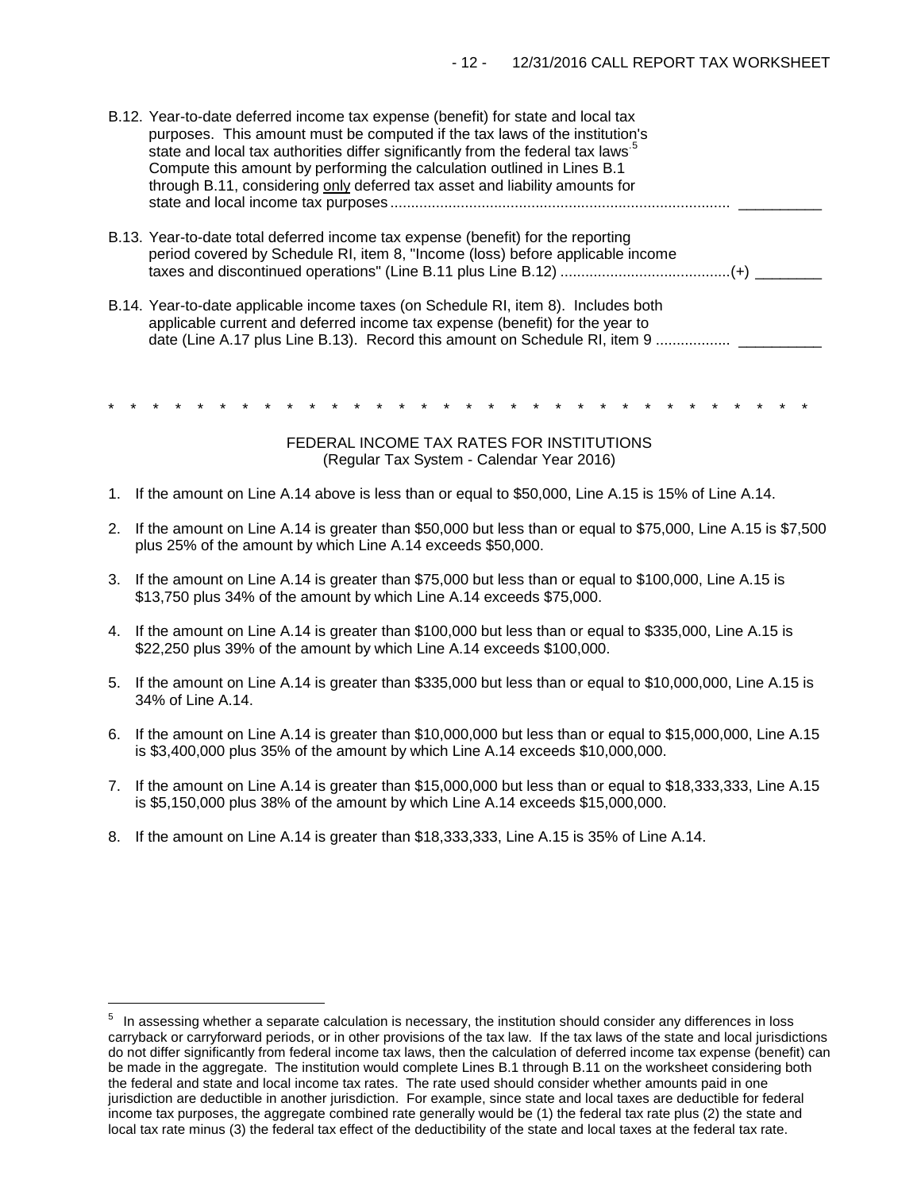B.12. Year-to-date deferred income tax expense (benefit) for state and local tax purposes. This amount must be computed if the tax laws of the institution's state and local tax authorities differ significantly from the federal tax laws.[5] Compute this amount by performing the calculation outlined in Lines B.1 through B.11, considering only deferred tax asset and liability amounts for state and local income tax purposes .................................................................................. __________

B.13. Year-to-date total deferred income tax expense (benefit) for the reporting period covered by Schedule RI, item 8, "Income (loss) before applicable income taxes and discontinued operations" (Line B.11 plus Line B.12) .........................................(+) ________

B.14. Year-to-date applicable income taxes (on Schedule RI, item 8). Includes both applicable current and deferred income tax expense (benefit) for the year to date (Line A.17 plus Line B.13). Record this amount on Schedule RI, item 9 ................. __________

\* \* \* \* \* \* \* \* \* \* \* \* \* \* \* \* \* \* \* \* \* \* \* \* \* \* \* \* \* \* \* \* \*

## FEDERAL INCOME TAX RATES FOR INSTITUTIONS
(Regular Tax System - Calendar Year 2016)

1. If the amount on Line A.14 above is less than or equal to $50,000, Line A.15 is 15% of Line A.14.
2. If the amount on Line A.14 is greater than $50,000 but less than or equal to $75,000, Line A.15 is $7,500 plus 25% of the amount by which Line A.14 exceeds $50,000.
3. If the amount on Line A.14 is greater than $75,000 but less than or equal to $100,000, Line A.15 is $13,750 plus 34% of the amount by which Line A.14 exceeds $75,000.
4. If the amount on Line A.14 is greater than $100,000 but less than or equal to $335,000, Line A.15 is $22,250 plus 39% of the amount by which Line A.14 exceeds $100,000.
5. If the amount on Line A.14 is greater than $335,000 but less than or equal to $10,000,000, Line A.15 is 34% of Line A.14.
6. If the amount on Line A.14 is greater than $10,000,000 but less than or equal to $15,000,000, Line A.15 is $3,400,000 plus 35% of the amount by which Line A.14 exceeds $10,000,000.
7. If the amount on Line A.14 is greater than $15,000,000 but less than or equal to $18,333,333, Line A.15 is $5,150,000 plus 38% of the amount by which Line A.14 exceeds $15,000,000.
8. If the amount on Line A.14 is greater than $18,333,333, Line A.15 is 35% of Line A.14.

---

[5] In assessing whether a separate calculation is necessary, the institution should consider any differences in loss carryback or carryforward periods, or in other provisions of the tax law. If the tax laws of the state and local jurisdictions do not differ significantly from federal income tax laws, then the calculation of deferred income tax expense (benefit) can be made in the aggregate. The institution would complete Lines B.1 through B.11 on the worksheet considering both the federal and state and local income tax rates. The rate used should consider whether amounts paid in one jurisdiction are deductible in another jurisdiction. For example, since state and local taxes are deductible for federal income tax purposes, the aggregate combined rate generally would be (1) the federal tax rate plus (2) the state and local tax rate minus (3) the federal tax effect of the deductibility of the state and local taxes at the federal tax rate.